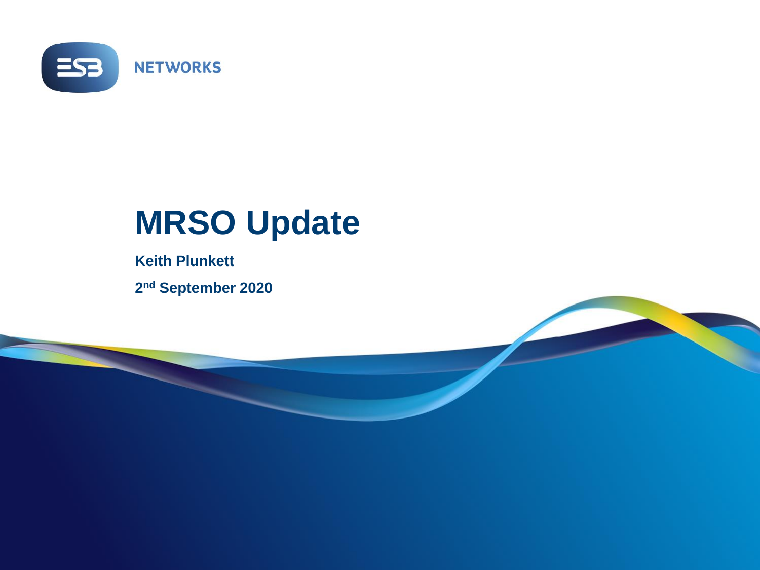ESB NETWORKS

# MRSO Update

**Keith Plunkett**

**2nd September 2020**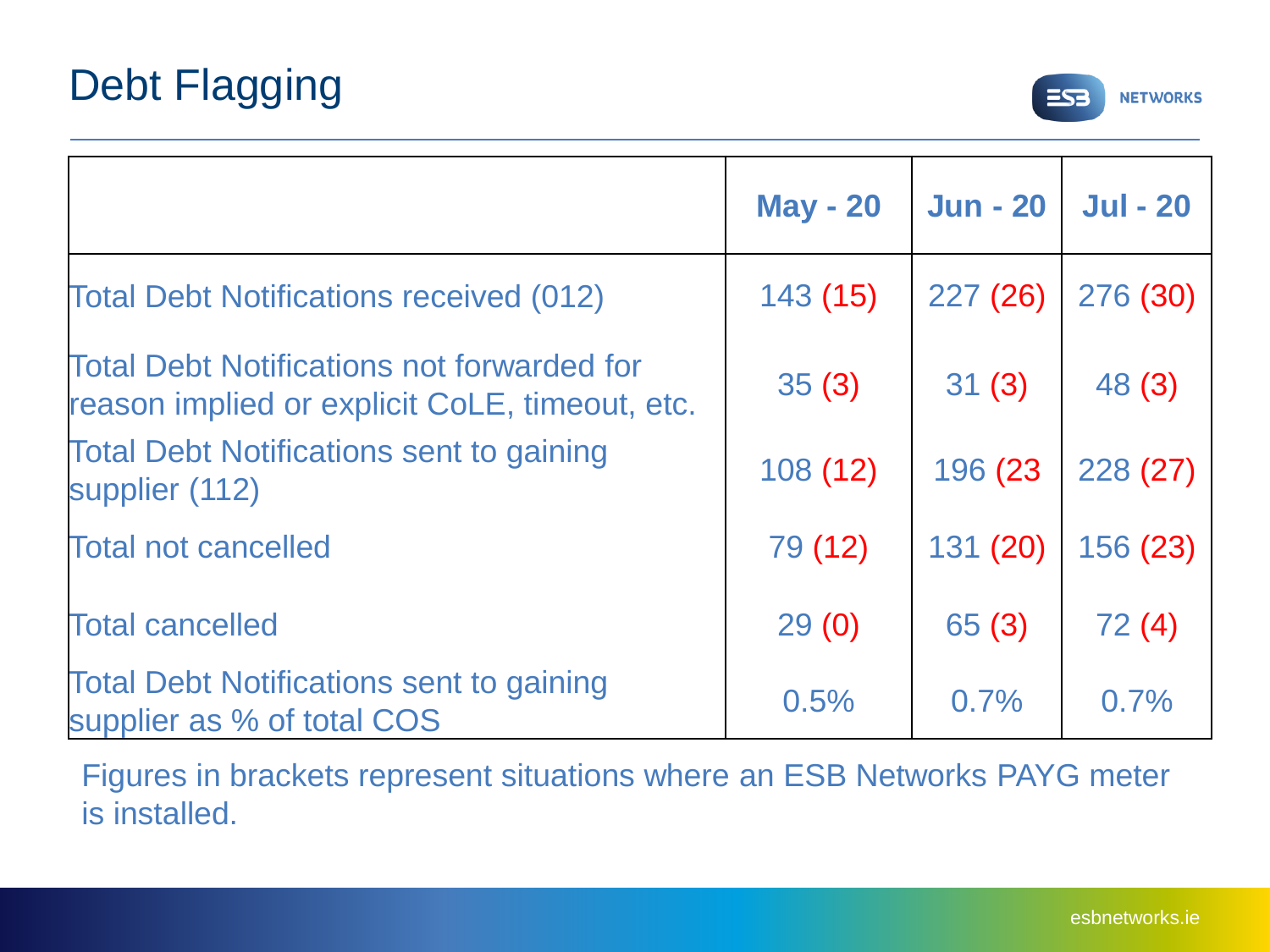# Debt Flagging

| | May - 20 | Jun - 20 | Jul - 20 |
|---|---|---|---|
| Total Debt Notifications received (012) | 143 (15) | 227 (26) | 276 (30) |
| Total Debt Notifications not forwarded for reason implied or explicit CoLE, timeout, etc. | 35 (3) | 31 (3) | 48 (3) |
| Total Debt Notifications sent to gaining supplier (112) | 108 (12) | 196 (23 | 228 (27) |
| Total not cancelled | 79 (12) | 131 (20) | 156 (23) |
| Total cancelled | 29 (0) | 65 (3) | 72 (4) |
| Total Debt Notifications sent to gaining supplier as % of total COS | 0.5% | 0.7% | 0.7% |

Figures in brackets represent situations where an ESB Networks PAYG meter is installed.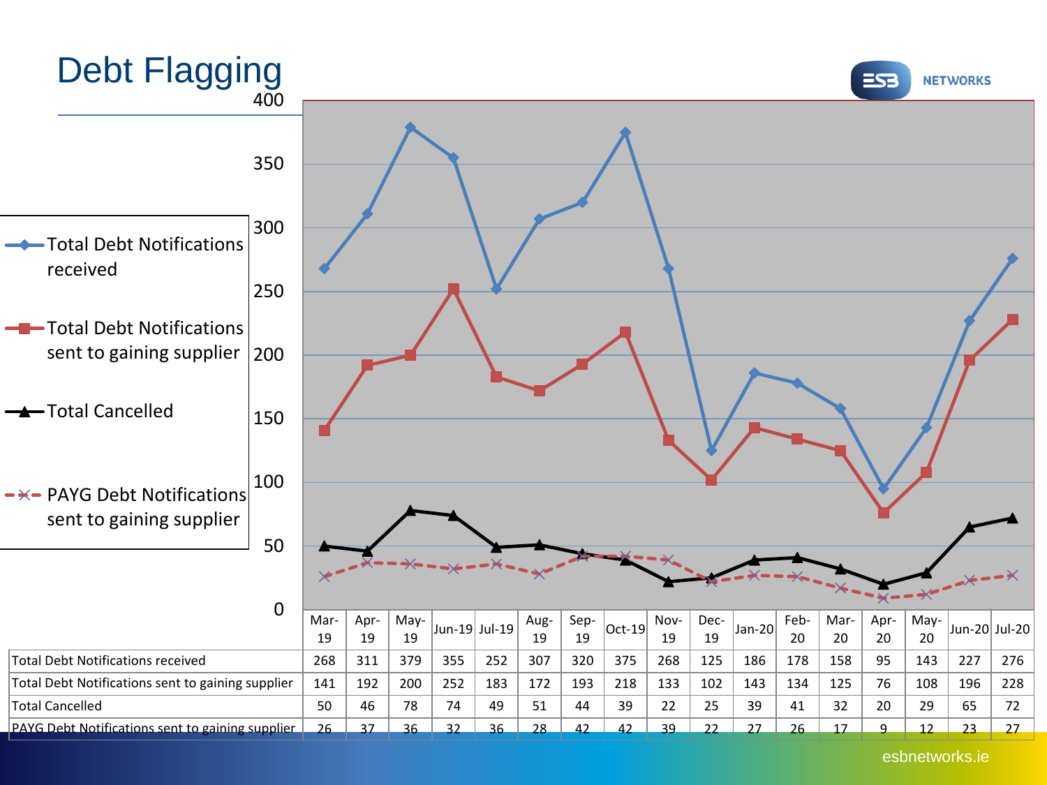# Debt Flagging

| | Mar-19 | Apr-19 | May-19 | Jun-19 | Jul-19 | Aug-19 | Sep-19 | Oct-19 | Nov-19 | Dec-19 | Jan-20 | Feb-20 | Mar-20 | Apr-20 | May-20 | Jun-20 | Jul-20 |
|---|---|---|---|---|---|---|---|---|---|---|---|---|---|---|---|---|---|
| Total Debt Notifications received | 268 | 311 | 379 | 355 | 252 | 307 | 320 | 375 | 268 | 125 | 186 | 178 | 158 | 95 | 143 | 227 | 276 |
| Total Debt Notifications sent to gaining supplier | 141 | 192 | 200 | 252 | 183 | 172 | 193 | 218 | 133 | 102 | 143 | 134 | 125 | 76 | 108 | 196 | 228 |
| Total Cancelled | 50 | 46 | 78 | 74 | 49 | 51 | 44 | 39 | 22 | 25 | 39 | 41 | 32 | 20 | 29 | 65 | 72 |
| PAYG Debt Notifications sent to gaining supplier | 26 | 37 | 36 | 32 | 36 | 28 | 42 | 42 | 39 | 22 | 27 | 26 | 17 | 9 | 12 | 23 | 27 |

esbnetworks.ie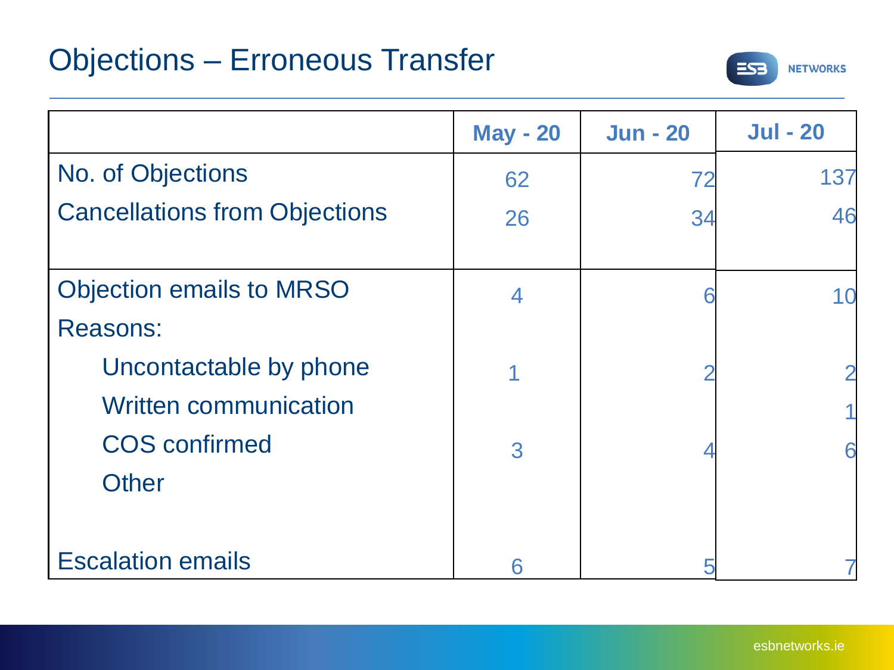# Objections – Erroneous Transfer

| | May - 20 | Jun - 20 | Jul - 20 |
|---|---|---|---|
| No. of Objections | 62 | 72 | 137 |
| Cancellations from Objections | 26 | 34 | 46 |
| Objection emails to MRSO | 4 | 6 | 10 |
| Reasons: | | | |
| Uncontactable by phone | 1 | 2 | 2 |
| Written communication | | | 1 |
| COS confirmed | 3 | 4 | 6 |
| Other | | | |
| Escalation emails | 6 | 5 | 7 |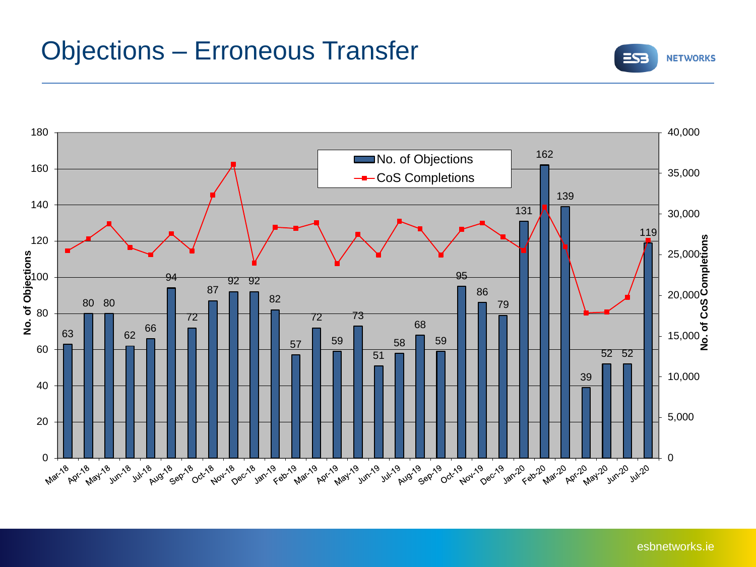# Objections – Erroneous Transfer

No. of Objections

No. of CoS Completions

Legend: No. of Objections; CoS Completions

Left axis: 0, 20, 40, 60, 80, 100, 120, 140, 160, 180

Right axis: 0, 5,000, 10,000, 15,000, 20,000, 25,000, 30,000, 35,000, 40,000

Mar-18, Apr-18, May-18, Jun-18, Jul-18, Aug-18, Sep-18, Oct-18, Nov-18, Dec-18, Jan-19, Feb-19, Mar-19, Apr-19, May-19, Jun-19, Jul-19, Aug-19, Sep-19, Oct-19, Nov-19, Dec-19, Jan-20, Feb-20, Mar-20, Apr-20, May-20, Jun-20, Jul-20

63, 80, 80, 62, 66, 94, 72, 87, 92, 92, 82, 57, 72, 59, 73, 51, 58, 68, 59, 95, 86, 79, 131, 162, 139, 39, 52, 52, 119

esbnetworks.ie